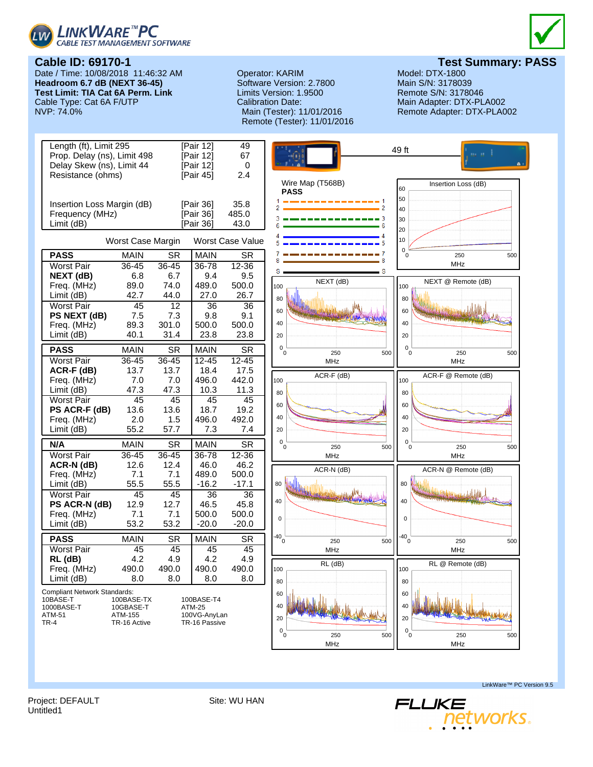**LINKWARE™PC**
CABLE TEST MANAGEMENT SOFTWARE

## Cable ID: 69170-1

## Test Summary: PASS

Date / Time: 10/08/2018 11:46:32 AM
**Headroom 6.7 dB (NEXT 36-45)**
**Test Limit: TIA Cat 6A Perm. Link**
Cable Type: Cat 6A F/UTP
NVP: 74.0%

Operator: KARIM
Software Version: 2.7800
Limits Version: 1.9500
Calibration Date:
Main (Tester): 11/01/2016
Remote (Tester): 11/01/2016

Model: DTX-1800
Main S/N: 3178039
Remote S/N: 3178046
Main Adapter: DTX-PLA002
Remote Adapter: DTX-PLA002

| | | |
|---|---|---|
| Length (ft), Limit 295 | [Pair 12] | 49 |
| Prop. Delay (ns), Limit 498 | [Pair 12] | 67 |
| Delay Skew (ns), Limit 44 | [Pair 12] | 0 |
| Resistance (ohms) | [Pair 45] | 2.4 |
| Insertion Loss Margin (dB) | [Pair 36] | 35.8 |
| Frequency (MHz) | [Pair 36] | 485.0 |
| Limit (dB) | [Pair 36] | 43.0 |

| | Worst Case Margin | | Worst Case Value | |
|---|---|---|---|---|
| **PASS** | MAIN | SR | MAIN | SR |
| Worst Pair | 36-45 | 36-45 | 36-78 | 12-36 |
| **NEXT (dB)** | 6.8 | 6.7 | 9.4 | 9.5 |
| Freq. (MHz) | 89.0 | 74.0 | 489.0 | 500.0 |
| Limit (dB) | 42.7 | 44.0 | 27.0 | 26.7 |
| Worst Pair | 45 | 12 | 36 | 36 |
| **PS NEXT (dB)** | 7.5 | 7.3 | 9.8 | 9.1 |
| Freq. (MHz) | 89.3 | 301.0 | 500.0 | 500.0 |
| Limit (dB) | 40.1 | 31.4 | 23.8 | 23.8 |
| **PASS** | MAIN | SR | MAIN | SR |
| Worst Pair | 36-45 | 36-45 | 12-45 | 12-45 |
| **ACR-F (dB)** | 13.7 | 13.7 | 18.4 | 17.5 |
| Freq. (MHz) | 7.0 | 7.0 | 496.0 | 442.0 |
| Limit (dB) | 47.3 | 47.3 | 10.3 | 11.3 |
| Worst Pair | 45 | 45 | 45 | 45 |
| **PS ACR-F (dB)** | 13.6 | 13.6 | 18.7 | 19.2 |
| Freq. (MHz) | 2.0 | 1.5 | 496.0 | 492.0 |
| Limit (dB) | 55.2 | 57.7 | 7.3 | 7.4 |
| **N/A** | MAIN | SR | MAIN | SR |
| Worst Pair | 36-45 | 36-45 | 36-78 | 12-36 |
| **ACR-N (dB)** | 12.6 | 12.4 | 46.0 | 46.2 |
| Freq. (MHz) | 7.1 | 7.1 | 489.0 | 500.0 |
| Limit (dB) | 55.5 | 55.5 | -16.2 | -17.1 |
| Worst Pair | 45 | 45 | 36 | 36 |
| **PS ACR-N (dB)** | 12.9 | 12.7 | 46.5 | 45.8 |
| Freq. (MHz) | 7.1 | 7.1 | 500.0 | 500.0 |
| Limit (dB) | 53.2 | 53.2 | -20.0 | -20.0 |
| **PASS** | MAIN | SR | MAIN | SR |
| Worst Pair | 45 | 45 | 45 | 45 |
| **RL (dB)** | 4.2 | 4.9 | 4.2 | 4.9 |
| Freq. (MHz) | 490.0 | 490.0 | 490.0 | 490.0 |
| Limit (dB) | 8.0 | 8.0 | 8.0 | 8.0 |

Compliant Network Standards:

| | | |
|---|---|---|
| 10BASE-T | 100BASE-TX | 100BASE-T4 |
| 1000BASE-T | 10GBASE-T | ATM-25 |
| ATM-51 | ATM-155 | 100VG-AnyLan |
| TR-4 | TR-16 Active | TR-16 Passive |

49 ft

Wire Map (T568B)
**PASS**

Insertion Loss (dB)

NEXT (dB)

NEXT @ Remote (dB)

ACR-F (dB)

ACR-F @ Remote (dB)

ACR-N (dB)

ACR-N @ Remote (dB)

RL (dB)

RL @ Remote (dB)

LinkWare™ PC Version 9.5

Project: DEFAULT
Untitled1

Site: WU HAN

FLUKE networks.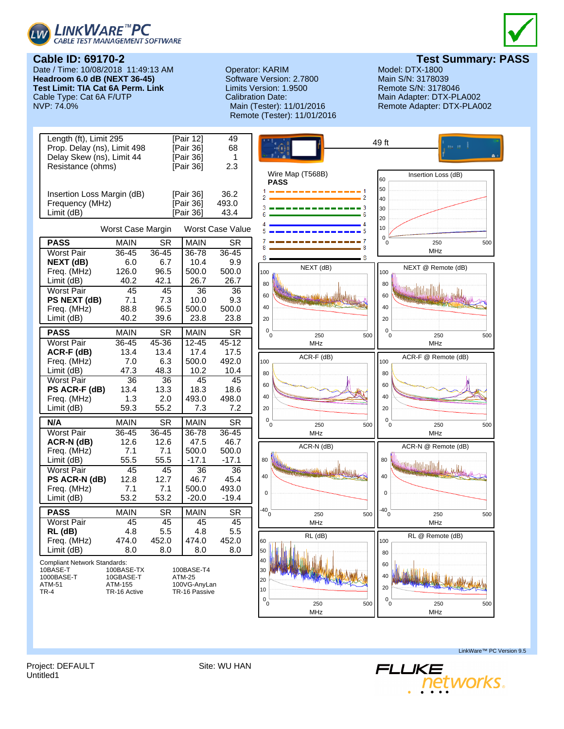# LINKWARE™ PC
CABLE TEST MANAGEMENT SOFTWARE

## Cable ID: 69170-2

**Test Summary: PASS**

Date / Time: 10/08/2018 11:49:13 AM
**Headroom 6.0 dB (NEXT 36-45)**
**Test Limit: TIA Cat 6A Perm. Link**
Cable Type: Cat 6A F/UTP
NVP: 74.0%

Operator: KARIM
Software Version: 2.7800
Limits Version: 1.9500
Calibration Date:
Main (Tester): 11/01/2016
Remote (Tester): 11/01/2016

Model: DTX-1800
Main S/N: 3178039
Remote S/N: 3178046
Main Adapter: DTX-PLA002
Remote Adapter: DTX-PLA002

| | | |
|---|---|---|
| Length (ft), Limit 295 | [Pair 12] | 49 |
| Prop. Delay (ns), Limit 498 | [Pair 36] | 68 |
| Delay Skew (ns), Limit 44 | [Pair 36] | 1 |
| Resistance (ohms) | [Pair 36] | 2.3 |
| Insertion Loss Margin (dB) | [Pair 36] | 36.2 |
| Frequency (MHz) | [Pair 36] | 493.0 |
| Limit (dB) | [Pair 36] | 43.4 |

| | Worst Case Margin | | Worst Case Value | |
|---|---|---|---|---|
| **PASS** | MAIN | SR | MAIN | SR |
| Worst Pair | 36-45 | 36-45 | 36-78 | 36-45 |
| **NEXT (dB)** | 6.0 | 6.7 | 10.4 | 9.9 |
| Freq. (MHz) | 126.0 | 96.5 | 500.0 | 500.0 |
| Limit (dB) | 40.2 | 42.1 | 26.7 | 26.7 |
| Worst Pair | 45 | 45 | 36 | 36 |
| **PS NEXT (dB)** | 7.1 | 7.3 | 10.0 | 9.3 |
| Freq. (MHz) | 88.8 | 96.5 | 500.0 | 500.0 |
| Limit (dB) | 40.2 | 39.6 | 23.8 | 23.8 |

| **PASS** | MAIN | SR | MAIN | SR |
|---|---|---|---|---|
| Worst Pair | 36-45 | 45-36 | 12-45 | 45-12 |
| **ACR-F (dB)** | 13.4 | 13.4 | 17.4 | 17.5 |
| Freq. (MHz) | 7.0 | 6.3 | 500.0 | 492.0 |
| Limit (dB) | 47.3 | 48.3 | 10.2 | 10.4 |
| Worst Pair | 36 | 36 | 45 | 45 |
| **PS ACR-F (dB)** | 13.4 | 13.3 | 18.3 | 18.6 |
| Freq. (MHz) | 1.3 | 2.0 | 493.0 | 498.0 |
| Limit (dB) | 59.3 | 55.2 | 7.3 | 7.2 |

| **N/A** | MAIN | SR | MAIN | SR |
|---|---|---|---|---|
| Worst Pair | 36-45 | 36-45 | 36-78 | 36-45 |
| **ACR-N (dB)** | 12.6 | 12.6 | 47.5 | 46.7 |
| Freq. (MHz) | 7.1 | 7.1 | 500.0 | 500.0 |
| Limit (dB) | 55.5 | 55.5 | -17.1 | -17.1 |
| Worst Pair | 45 | 45 | 36 | 36 |
| **PS ACR-N (dB)** | 12.8 | 12.7 | 46.7 | 45.4 |
| Freq. (MHz) | 7.1 | 7.1 | 500.0 | 493.0 |
| Limit (dB) | 53.2 | 53.2 | -20.0 | -19.4 |

| **PASS** | MAIN | SR | MAIN | SR |
|---|---|---|---|---|
| Worst Pair | 45 | 45 | 45 | 45 |
| **RL (dB)** | 4.8 | 5.5 | 4.8 | 5.5 |
| Freq. (MHz) | 474.0 | 452.0 | 474.0 | 452.0 |
| Limit (dB) | 8.0 | 8.0 | 8.0 | 8.0 |

Compliant Network Standards:

| | | |
|---|---|---|
| 10BASE-T | 100BASE-TX | 100BASE-T4 |
| 1000BASE-T | 10GBASE-T | ATM-25 |
| ATM-51 | ATM-155 | 100VG-AnyLan |
| TR-4 | TR-16 Active | TR-16 Passive |

49 ft

Wire Map (T568B)
**PASS**

Insertion Loss (dB)

NEXT (dB)

NEXT @ Remote (dB)

ACR-F (dB)

ACR-F @ Remote (dB)

ACR-N (dB)

ACR-N @ Remote (dB)

RL (dB)

RL @ Remote (dB)

LinkWare™ PC Version 9.5

Project: DEFAULT
Untitled1

Site: WU HAN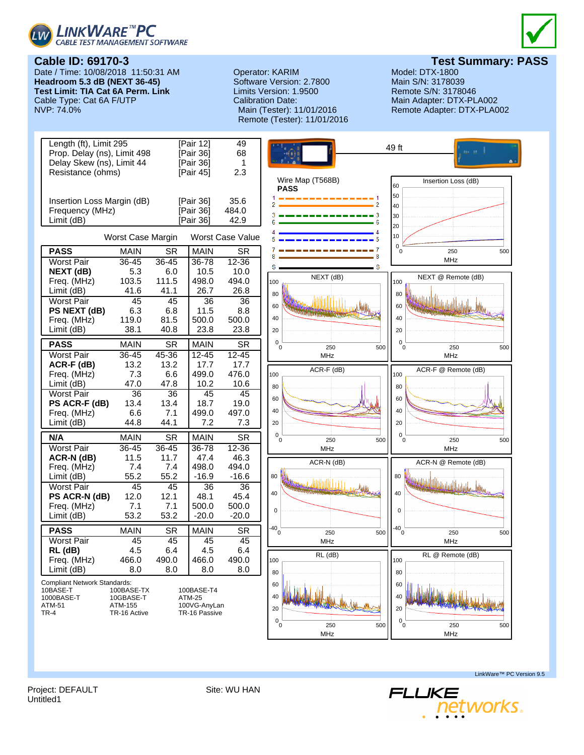LINKWARE™PC
CABLE TEST MANAGEMENT SOFTWARE

## Cable ID: 69170-3

## Test Summary: PASS

Date / Time: 10/08/2018 11:50:31 AM
**Headroom 5.3 dB (NEXT 36-45)**
**Test Limit: TIA Cat 6A Perm. Link**
Cable Type: Cat 6A F/UTP
NVP: 74.0%

Operator: KARIM
Software Version: 2.7800
Limits Version: 1.9500
Calibration Date:
Main (Tester): 11/01/2016
Remote (Tester): 11/01/2016

Model: DTX-1800
Main S/N: 3178039
Remote S/N: 3178046
Main Adapter: DTX-PLA002
Remote Adapter: DTX-PLA002

| | | |
|---|---|---|
| Length (ft), Limit 295 | [Pair 12] | 49 |
| Prop. Delay (ns), Limit 498 | [Pair 36] | 68 |
| Delay Skew (ns), Limit 44 | [Pair 36] | 1 |
| Resistance (ohms) | [Pair 45] | 2.3 |
| Insertion Loss Margin (dB) | [Pair 36] | 35.6 |
| Frequency (MHz) | [Pair 36] | 484.0 |
| Limit (dB) | [Pair 36] | 42.9 |

| | Worst Case Margin | | Worst Case Value | |
|---|---|---|---|---|
| **PASS** | MAIN | SR | MAIN | SR |
| Worst Pair | 36-45 | 36-45 | 36-78 | 12-36 |
| **NEXT (dB)** | 5.3 | 6.0 | 10.5 | 10.0 |
| Freq. (MHz) | 103.5 | 111.5 | 498.0 | 494.0 |
| Limit (dB) | 41.6 | 41.1 | 26.7 | 26.8 |
| Worst Pair | 45 | 45 | 36 | 36 |
| **PS NEXT (dB)** | 6.3 | 6.8 | 11.5 | 8.8 |
| Freq. (MHz) | 119.0 | 81.5 | 500.0 | 500.0 |
| Limit (dB) | 38.1 | 40.8 | 23.8 | 23.8 |

| **PASS** | MAIN | SR | MAIN | SR |
|---|---|---|---|---|
| Worst Pair | 36-45 | 45-36 | 12-45 | 12-45 |
| **ACR-F (dB)** | 13.2 | 13.2 | 17.7 | 17.7 |
| Freq. (MHz) | 7.3 | 6.6 | 499.0 | 476.0 |
| Limit (dB) | 47.0 | 47.8 | 10.2 | 10.6 |
| Worst Pair | 36 | 36 | 45 | 45 |
| **PS ACR-F (dB)** | 13.4 | 13.4 | 18.7 | 19.0 |
| Freq. (MHz) | 6.6 | 7.1 | 499.0 | 497.0 |
| Limit (dB) | 44.8 | 44.1 | 7.2 | 7.3 |

| **N/A** | MAIN | SR | MAIN | SR |
|---|---|---|---|---|
| Worst Pair | 36-45 | 36-45 | 36-78 | 12-36 |
| **ACR-N (dB)** | 11.5 | 11.7 | 47.4 | 46.3 |
| Freq. (MHz) | 7.4 | 7.4 | 498.0 | 494.0 |
| Limit (dB) | 55.2 | 55.2 | -16.9 | -16.6 |
| Worst Pair | 45 | 45 | 36 | 36 |
| **PS ACR-N (dB)** | 12.0 | 12.1 | 48.1 | 45.4 |
| Freq. (MHz) | 7.1 | 7.1 | 500.0 | 500.0 |
| Limit (dB) | 53.2 | 53.2 | -20.0 | -20.0 |

| **PASS** | MAIN | SR | MAIN | SR |
|---|---|---|---|---|
| Worst Pair | 45 | 45 | 45 | 45 |
| **RL (dB)** | 4.5 | 6.4 | 4.5 | 6.4 |
| Freq. (MHz) | 466.0 | 490.0 | 466.0 | 490.0 |
| Limit (dB) | 8.0 | 8.0 | 8.0 | 8.0 |

Compliant Network Standards:

| | | |
|---|---|---|
| 10BASE-T | 100BASE-TX | 100BASE-T4 |
| 1000BASE-T | 10GBASE-T | ATM-25 |
| ATM-51 | ATM-155 | 100VG-AnyLan |
| TR-4 | TR-16 Active | TR-16 Passive |

49 ft

Wire Map (T568B)
**PASS**

Insertion Loss (dB)

NEXT (dB) — NEXT @ Remote (dB)

ACR-F (dB) — ACR-F @ Remote (dB)

ACR-N (dB) — ACR-N @ Remote (dB)

RL (dB) — RL @ Remote (dB)

LinkWare™ PC Version 9.5

Project: DEFAULT
Untitled1

Site: WU HAN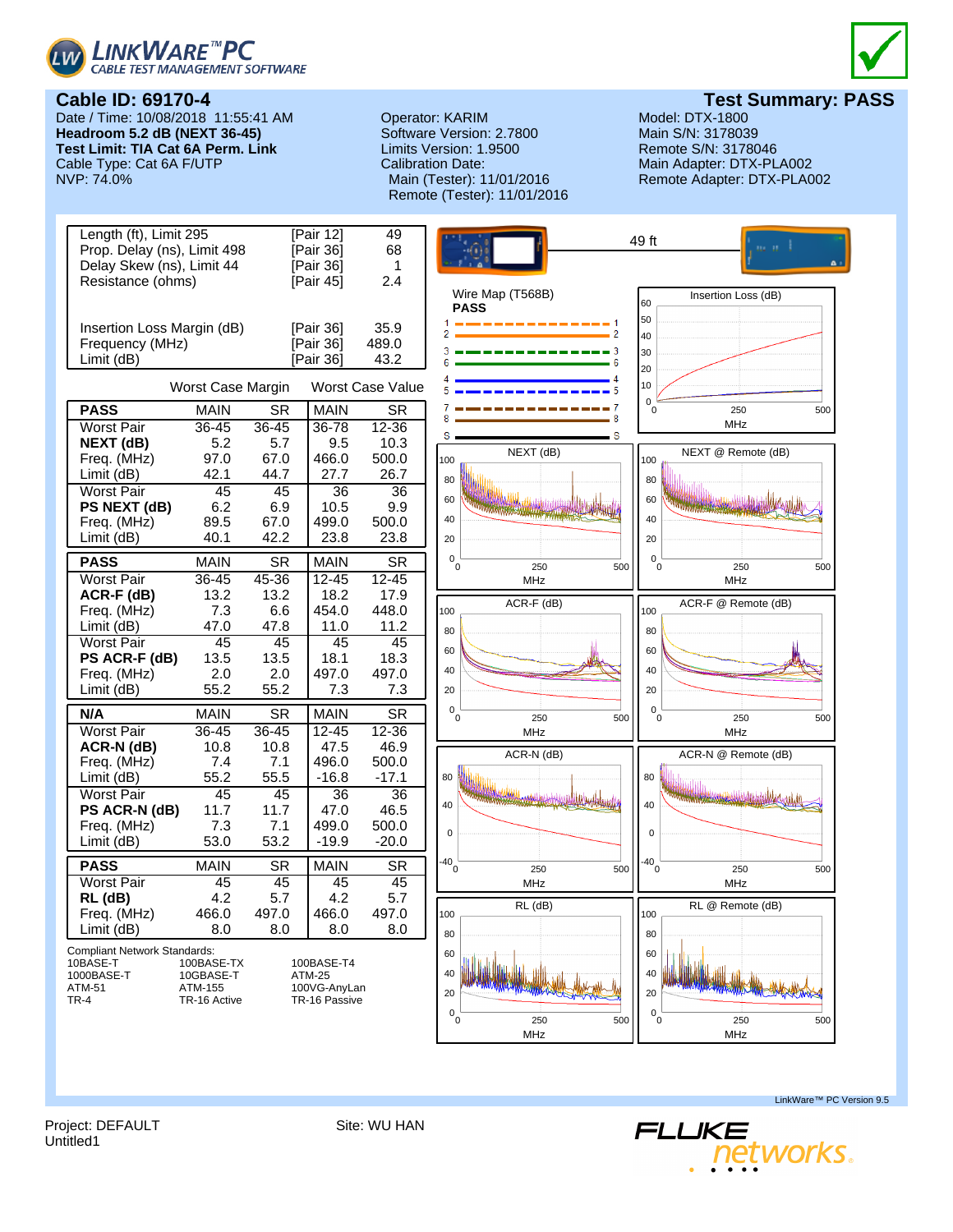LINKWARE™ PC
CABLE TEST MANAGEMENT SOFTWARE

## Cable ID: 69170-4

## Test Summary: PASS

Date / Time: 10/08/2018 11:55:41 AM
**Headroom 5.2 dB (NEXT 36-45)**
**Test Limit: TIA Cat 6A Perm. Link**
Cable Type: Cat 6A F/UTP
NVP: 74.0%

Operator: KARIM
Software Version: 2.7800
Limits Version: 1.9500
Calibration Date:
Main (Tester): 11/01/2016
Remote (Tester): 11/01/2016

Model: DTX-1800
Main S/N: 3178039
Remote S/N: 3178046
Main Adapter: DTX-PLA002
Remote Adapter: DTX-PLA002

| | | |
|---|---|---|
| Length (ft), Limit 295 | [Pair 12] | 49 |
| Prop. Delay (ns), Limit 498 | [Pair 36] | 68 |
| Delay Skew (ns), Limit 44 | [Pair 36] | 1 |
| Resistance (ohms) | [Pair 45] | 2.4 |
| Insertion Loss Margin (dB) | [Pair 36] | 35.9 |
| Frequency (MHz) | [Pair 36] | 489.0 |
| Limit (dB) | [Pair 36] | 43.2 |

| | Worst Case Margin | | Worst Case Value | |
|---|---|---|---|---|
| **PASS** | MAIN | SR | MAIN | SR |
| Worst Pair | 36-45 | 36-45 | 36-78 | 12-36 |
| **NEXT (dB)** | 5.2 | 5.7 | 9.5 | 10.3 |
| Freq. (MHz) | 97.0 | 67.0 | 466.0 | 500.0 |
| Limit (dB) | 42.1 | 44.7 | 27.7 | 26.7 |
| Worst Pair | 45 | 45 | 36 | 36 |
| **PS NEXT (dB)** | 6.2 | 6.9 | 10.5 | 9.9 |
| Freq. (MHz) | 89.5 | 67.0 | 499.0 | 500.0 |
| Limit (dB) | 40.1 | 42.2 | 23.8 | 23.8 |

| **PASS** | MAIN | SR | MAIN | SR |
|---|---|---|---|---|
| Worst Pair | 36-45 | 45-36 | 12-45 | 12-45 |
| **ACR-F (dB)** | 13.2 | 13.2 | 18.2 | 17.9 |
| Freq. (MHz) | 7.3 | 6.6 | 454.0 | 448.0 |
| Limit (dB) | 47.0 | 47.8 | 11.0 | 11.2 |
| Worst Pair | 45 | 45 | 45 | 45 |
| **PS ACR-F (dB)** | 13.5 | 13.5 | 18.1 | 18.3 |
| Freq. (MHz) | 2.0 | 2.0 | 497.0 | 497.0 |
| Limit (dB) | 55.2 | 55.2 | 7.3 | 7.3 |

| **N/A** | MAIN | SR | MAIN | SR |
|---|---|---|---|---|
| Worst Pair | 36-45 | 36-45 | 12-45 | 12-36 |
| **ACR-N (dB)** | 10.8 | 10.8 | 47.5 | 46.9 |
| Freq. (MHz) | 7.4 | 7.1 | 496.0 | 500.0 |
| Limit (dB) | 55.2 | 55.5 | -16.8 | -17.1 |
| Worst Pair | 45 | 45 | 36 | 36 |
| **PS ACR-N (dB)** | 11.7 | 11.7 | 47.0 | 46.5 |
| Freq. (MHz) | 7.3 | 7.1 | 499.0 | 500.0 |
| Limit (dB) | 53.0 | 53.2 | -19.9 | -20.0 |

| **PASS** | MAIN | SR | MAIN | SR |
|---|---|---|---|---|
| Worst Pair | 45 | 45 | 45 | 45 |
| **RL (dB)** | 4.2 | 5.7 | 4.2 | 5.7 |
| Freq. (MHz) | 466.0 | 497.0 | 466.0 | 497.0 |
| Limit (dB) | 8.0 | 8.0 | 8.0 | 8.0 |

Compliant Network Standards:

| | | |
|---|---|---|
| 10BASE-T | 100BASE-TX | 100BASE-T4 |
| 1000BASE-T | 10GBASE-T | ATM-25 |
| ATM-51 | ATM-155 | 100VG-AnyLan |
| TR-4 | TR-16 Active | TR-16 Passive |

49 ft

Wire Map (T568B)
**PASS**

Insertion Loss (dB) — NEXT (dB) — NEXT @ Remote (dB) — ACR-F (dB) — ACR-F @ Remote (dB) — ACR-N (dB) — ACR-N @ Remote (dB) — RL (dB) — RL @ Remote (dB)

LinkWare™ PC Version 9.5

Project: DEFAULT
Untitled1

Site: WU HAN

FLUKE networks.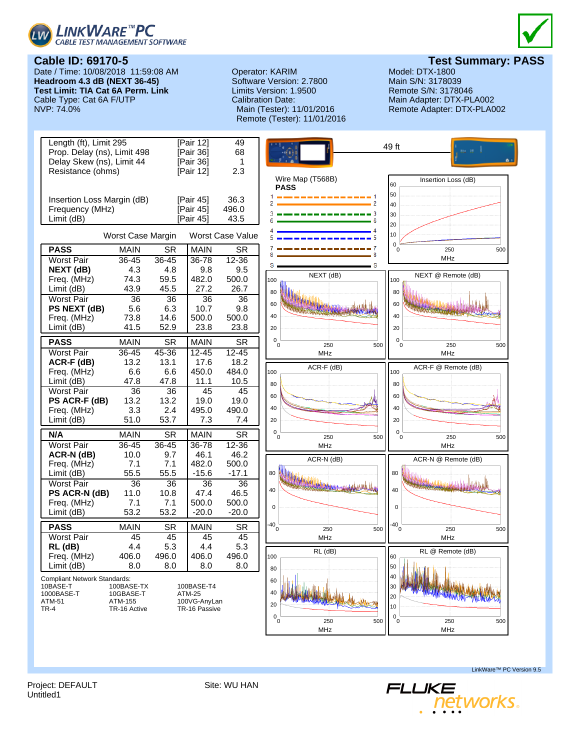**LINKWARE™ PC**
CABLE TEST MANAGEMENT SOFTWARE

## Cable ID: 69170-5

## Test Summary: PASS

Date / Time: 10/08/2018 11:59:08 AM
**Headroom 4.3 dB (NEXT 36-45)**
**Test Limit: TIA Cat 6A Perm. Link**
Cable Type: Cat 6A F/UTP
NVP: 74.0%

Operator: KARIM
Software Version: 2.7800
Limits Version: 1.9500
Calibration Date:
Main (Tester): 11/01/2016
Remote (Tester): 11/01/2016

Model: DTX-1800
Main S/N: 3178039
Remote S/N: 3178046
Main Adapter: DTX-PLA002
Remote Adapter: DTX-PLA002

| | | |
|---|---|---|
| Length (ft), Limit 295 | [Pair 12] | 49 |
| Prop. Delay (ns), Limit 498 | [Pair 36] | 68 |
| Delay Skew (ns), Limit 44 | [Pair 36] | 1 |
| Resistance (ohms) | [Pair 12] | 2.3 |
| Insertion Loss Margin (dB) | [Pair 45] | 36.3 |
| Frequency (MHz) | [Pair 45] | 496.0 |
| Limit (dB) | [Pair 45] | 43.5 |

| | Worst Case Margin | | Worst Case Value | |
|---|---|---|---|---|
| **PASS** | MAIN | SR | MAIN | SR |
| Worst Pair | 36-45 | 36-45 | 36-78 | 12-36 |
| **NEXT (dB)** | 4.3 | 4.8 | 9.8 | 9.5 |
| Freq. (MHz) | 74.3 | 59.5 | 482.0 | 500.0 |
| Limit (dB) | 43.9 | 45.5 | 27.2 | 26.7 |
| Worst Pair | 36 | 36 | 36 | 36 |
| **PS NEXT (dB)** | 5.6 | 6.3 | 10.7 | 9.8 |
| Freq. (MHz) | 73.8 | 14.6 | 500.0 | 500.0 |
| Limit (dB) | 41.5 | 52.9 | 23.8 | 23.8 |

| **PASS** | MAIN | SR | MAIN | SR |
|---|---|---|---|---|
| Worst Pair | 36-45 | 45-36 | 12-45 | 12-45 |
| **ACR-F (dB)** | 13.2 | 13.1 | 17.6 | 18.2 |
| Freq. (MHz) | 6.6 | 6.6 | 450.0 | 484.0 |
| Limit (dB) | 47.8 | 47.8 | 11.1 | 10.5 |
| Worst Pair | 36 | 36 | 45 | 45 |
| **PS ACR-F (dB)** | 13.2 | 13.2 | 19.0 | 19.0 |
| Freq. (MHz) | 3.3 | 2.4 | 495.0 | 490.0 |
| Limit (dB) | 51.0 | 53.7 | 7.3 | 7.4 |

| **N/A** | MAIN | SR | MAIN | SR |
|---|---|---|---|---|
| Worst Pair | 36-45 | 36-45 | 36-78 | 12-36 |
| **ACR-N (dB)** | 10.0 | 9.7 | 46.1 | 46.2 |
| Freq. (MHz) | 7.1 | 7.1 | 482.0 | 500.0 |
| Limit (dB) | 55.5 | 55.5 | -15.6 | -17.1 |
| Worst Pair | 36 | 36 | 36 | 36 |
| **PS ACR-N (dB)** | 11.0 | 10.8 | 47.4 | 46.5 |
| Freq. (MHz) | 7.1 | 7.1 | 500.0 | 500.0 |
| Limit (dB) | 53.2 | 53.2 | -20.0 | -20.0 |

| **PASS** | MAIN | SR | MAIN | SR |
|---|---|---|---|---|
| Worst Pair | 45 | 45 | 45 | 45 |
| **RL (dB)** | 4.4 | 5.3 | 4.4 | 5.3 |
| Freq. (MHz) | 406.0 | 496.0 | 406.0 | 496.0 |
| Limit (dB) | 8.0 | 8.0 | 8.0 | 8.0 |

Compliant Network Standards:

| | | |
|---|---|---|
| 10BASE-T | 100BASE-TX | 100BASE-T4 |
| 1000BASE-T | 10GBASE-T | ATM-25 |
| ATM-51 | ATM-155 | 100VG-AnyLan |
| TR-4 | TR-16 Active | TR-16 Passive |

49 ft

Wire Map (T568B)
**PASS**

Insertion Loss (dB)

NEXT (dB)

NEXT @ Remote (dB)

ACR-F (dB)

ACR-F @ Remote (dB)

ACR-N (dB)

ACR-N @ Remote (dB)

RL (dB)

RL @ Remote (dB)

LinkWare™ PC Version 9.5

Project: DEFAULT
Untitled1

Site: WU HAN

FLUKE networks.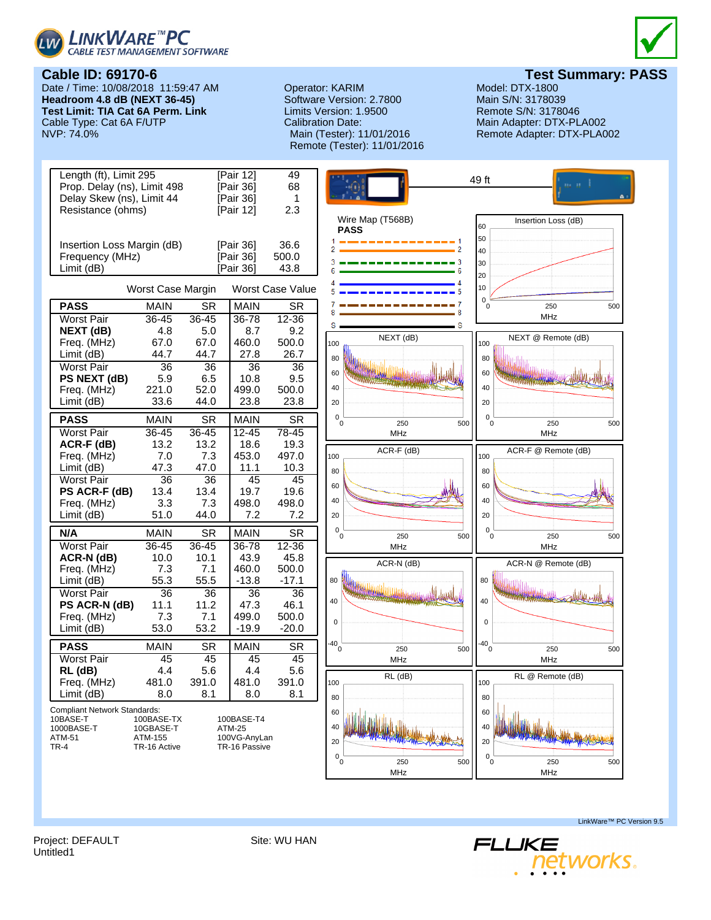LINKWARE™PC
CABLE TEST MANAGEMENT SOFTWARE

## Cable ID: 69170-6

## Test Summary: PASS

Date / Time: 10/08/2018 11:59:47 AM
**Headroom 4.8 dB (NEXT 36-45)**
**Test Limit: TIA Cat 6A Perm. Link**
Cable Type: Cat 6A F/UTP
NVP: 74.0%

Operator: KARIM
Software Version: 2.7800
Limits Version: 1.9500
Calibration Date:
Main (Tester): 11/01/2016
Remote (Tester): 11/01/2016

Model: DTX-1800
Main S/N: 3178039
Remote S/N: 3178046
Main Adapter: DTX-PLA002
Remote Adapter: DTX-PLA002

| | | |
|---|---|---|
| Length (ft), Limit 295 | [Pair 12] | 49 |
| Prop. Delay (ns), Limit 498 | [Pair 36] | 68 |
| Delay Skew (ns), Limit 44 | [Pair 36] | 1 |
| Resistance (ohms) | [Pair 12] | 2.3 |
| Insertion Loss Margin (dB) | [Pair 36] | 36.6 |
| Frequency (MHz) | [Pair 36] | 500.0 |
| Limit (dB) | [Pair 36] | 43.8 |

| | Worst Case Margin | | Worst Case Value | |
|---|---|---|---|---|
| **PASS** | MAIN | SR | MAIN | SR |
| Worst Pair | 36-45 | 36-45 | 36-78 | 12-36 |
| **NEXT (dB)** | 4.8 | 5.0 | 8.7 | 9.2 |
| Freq. (MHz) | 67.0 | 67.0 | 460.0 | 500.0 |
| Limit (dB) | 44.7 | 44.7 | 27.8 | 26.7 |
| Worst Pair | 36 | 36 | 36 | 36 |
| **PS NEXT (dB)** | 5.9 | 6.5 | 10.8 | 9.5 |
| Freq. (MHz) | 221.0 | 52.0 | 499.0 | 500.0 |
| Limit (dB) | 33.6 | 44.0 | 23.8 | 23.8 |
| **PASS** | MAIN | SR | MAIN | SR |
| Worst Pair | 36-45 | 36-45 | 12-45 | 78-45 |
| **ACR-F (dB)** | 13.2 | 13.2 | 18.6 | 19.3 |
| Freq. (MHz) | 7.0 | 7.3 | 453.0 | 497.0 |
| Limit (dB) | 47.3 | 47.0 | 11.1 | 10.3 |
| Worst Pair | 36 | 36 | 45 | 45 |
| **PS ACR-F (dB)** | 13.4 | 13.4 | 19.7 | 19.6 |
| Freq. (MHz) | 3.3 | 7.3 | 498.0 | 498.0 |
| Limit (dB) | 51.0 | 44.0 | 7.2 | 7.2 |
| **N/A** | MAIN | SR | MAIN | SR |
| Worst Pair | 36-45 | 36-45 | 36-78 | 12-36 |
| **ACR-N (dB)** | 10.0 | 10.1 | 43.9 | 45.8 |
| Freq. (MHz) | 7.3 | 7.1 | 460.0 | 500.0 |
| Limit (dB) | 55.3 | 55.5 | -13.8 | -17.1 |
| Worst Pair | 36 | 36 | 36 | 36 |
| **PS ACR-N (dB)** | 11.1 | 11.2 | 47.3 | 46.1 |
| Freq. (MHz) | 7.3 | 7.1 | 499.0 | 500.0 |
| Limit (dB) | 53.0 | 53.2 | -19.9 | -20.0 |
| **PASS** | MAIN | SR | MAIN | SR |
| Worst Pair | 45 | 45 | 45 | 45 |
| **RL (dB)** | 4.4 | 5.6 | 4.4 | 5.6 |
| Freq. (MHz) | 481.0 | 391.0 | 481.0 | 391.0 |
| Limit (dB) | 8.0 | 8.1 | 8.0 | 8.1 |

Compliant Network Standards:

| | | |
|---|---|---|
| 10BASE-T | 100BASE-TX | 100BASE-T4 |
| 1000BASE-T | 10GBASE-T | ATM-25 |
| ATM-51 | ATM-155 | 100VG-AnyLan |
| TR-4 | TR-16 Active | TR-16 Passive |

49 ft

Wire Map (T568B)
**PASS**
1 2 3 6 4 5 7 8 S

Insertion Loss (dB)
60 50 40 30 20 10 0
0 250 500
MHz

NEXT (dB)
100 80 60 40 20 0
0 250 500
MHz

NEXT @ Remote (dB)
100 80 60 40 20 0
0 250 500
MHz

ACR-F (dB)
100 80 60 40 20 0
0 250 500
MHz

ACR-F @ Remote (dB)
100 80 60 40 20 0
0 250 500
MHz

ACR-N (dB)
80 40 0 -40
0 250 500
MHz

ACR-N @ Remote (dB)
80 40 0 -40
0 250 500
MHz

RL (dB)
100 80 60 40 20 0
0 250 500
MHz

RL @ Remote (dB)
100 80 60 40 20 0
0 250 500
MHz

LinkWare™ PC Version 9.5

Project: DEFAULT
Untitled1

Site: WU HAN

FLUKE networks.